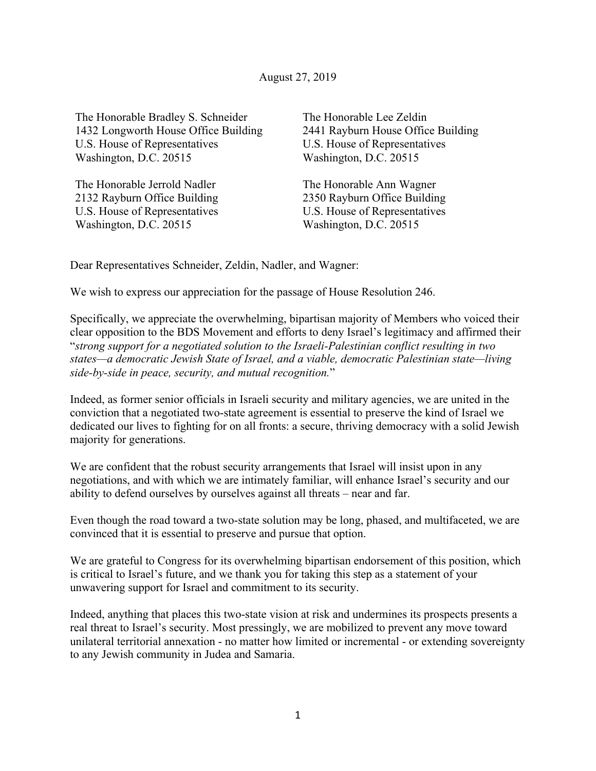August 27, 2019

The Honorable Bradley S. Schneider
1432 Longworth House Office Building
U.S. House of Representatives
Washington, D.C. 20515

The Honorable Lee Zeldin
2441 Rayburn House Office Building
U.S. House of Representatives
Washington, D.C. 20515

The Honorable Jerrold Nadler
2132 Rayburn Office Building
U.S. House of Representatives
Washington, D.C. 20515

The Honorable Ann Wagner
2350 Rayburn Office Building
U.S. House of Representatives
Washington, D.C. 20515

Dear Representatives Schneider, Zeldin, Nadler, and Wagner:

We wish to express our appreciation for the passage of House Resolution 246.

Specifically, we appreciate the overwhelming, bipartisan majority of Members who voiced their clear opposition to the BDS Movement and efforts to deny Israel's legitimacy and affirmed their "*strong support for a negotiated solution to the Israeli-Palestinian conflict resulting in two states—a democratic Jewish State of Israel, and a viable, democratic Palestinian state—living side-by-side in peace, security, and mutual recognition.*"

Indeed, as former senior officials in Israeli security and military agencies, we are united in the conviction that a negotiated two-state agreement is essential to preserve the kind of Israel we dedicated our lives to fighting for on all fronts: a secure, thriving democracy with a solid Jewish majority for generations.

We are confident that the robust security arrangements that Israel will insist upon in any negotiations, and with which we are intimately familiar, will enhance Israel's security and our ability to defend ourselves by ourselves against all threats – near and far.

Even though the road toward a two-state solution may be long, phased, and multifaceted, we are convinced that it is essential to preserve and pursue that option.

We are grateful to Congress for its overwhelming bipartisan endorsement of this position, which is critical to Israel's future, and we thank you for taking this step as a statement of your unwavering support for Israel and commitment to its security.

Indeed, anything that places this two-state vision at risk and undermines its prospects presents a real threat to Israel's security. Most pressingly, we are mobilized to prevent any move toward unilateral territorial annexation - no matter how limited or incremental - or extending sovereignty to any Jewish community in Judea and Samaria.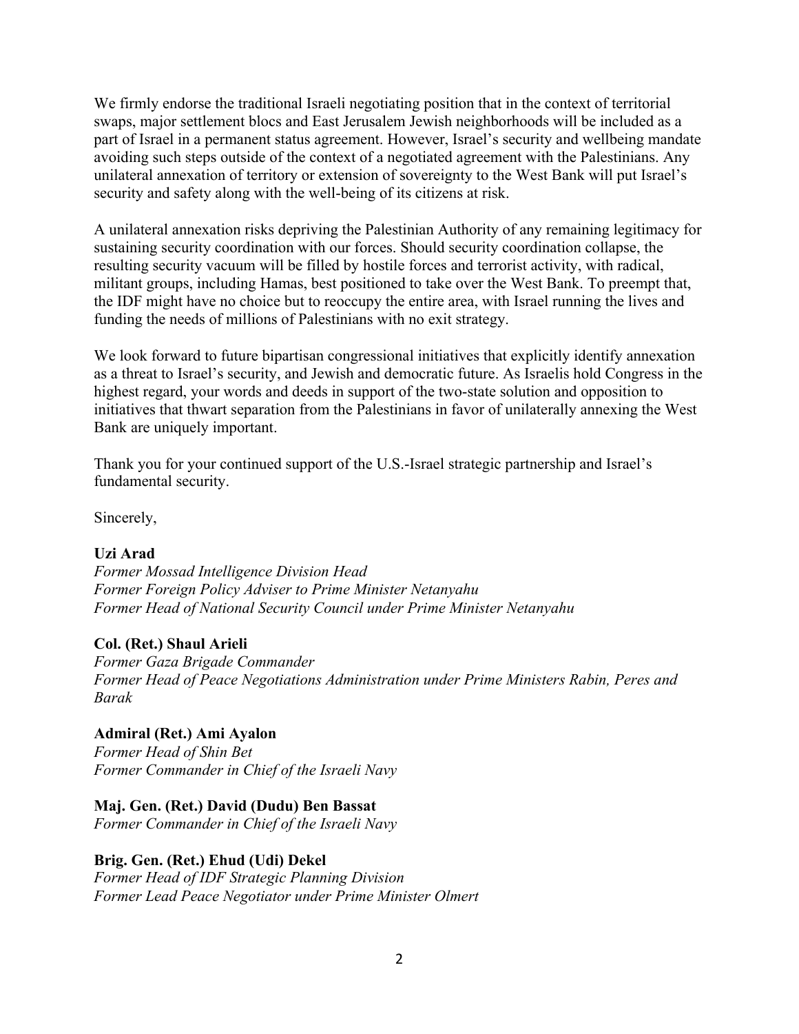We firmly endorse the traditional Israeli negotiating position that in the context of territorial swaps, major settlement blocs and East Jerusalem Jewish neighborhoods will be included as a part of Israel in a permanent status agreement. However, Israel's security and wellbeing mandate avoiding such steps outside of the context of a negotiated agreement with the Palestinians. Any unilateral annexation of territory or extension of sovereignty to the West Bank will put Israel's security and safety along with the well-being of its citizens at risk.

A unilateral annexation risks depriving the Palestinian Authority of any remaining legitimacy for sustaining security coordination with our forces. Should security coordination collapse, the resulting security vacuum will be filled by hostile forces and terrorist activity, with radical, militant groups, including Hamas, best positioned to take over the West Bank. To preempt that, the IDF might have no choice but to reoccupy the entire area, with Israel running the lives and funding the needs of millions of Palestinians with no exit strategy.

We look forward to future bipartisan congressional initiatives that explicitly identify annexation as a threat to Israel's security, and Jewish and democratic future. As Israelis hold Congress in the highest regard, your words and deeds in support of the two-state solution and opposition to initiatives that thwart separation from the Palestinians in favor of unilaterally annexing the West Bank are uniquely important.

Thank you for your continued support of the U.S.-Israel strategic partnership and Israel's fundamental security.

Sincerely,

**Uzi Arad**
*Former Mossad Intelligence Division Head*
*Former Foreign Policy Adviser to Prime Minister Netanyahu*
*Former Head of National Security Council under Prime Minister Netanyahu*

**Col. (Ret.) Shaul Arieli**
*Former Gaza Brigade Commander*
*Former Head of Peace Negotiations Administration under Prime Ministers Rabin, Peres and Barak*

**Admiral (Ret.) Ami Ayalon**
*Former Head of Shin Bet*
*Former Commander in Chief of the Israeli Navy*

**Maj. Gen. (Ret.) David (Dudu) Ben Bassat**
*Former Commander in Chief of the Israeli Navy*

**Brig. Gen. (Ret.) Ehud (Udi) Dekel**
*Former Head of IDF Strategic Planning Division*
*Former Lead Peace Negotiator under Prime Minister Olmert*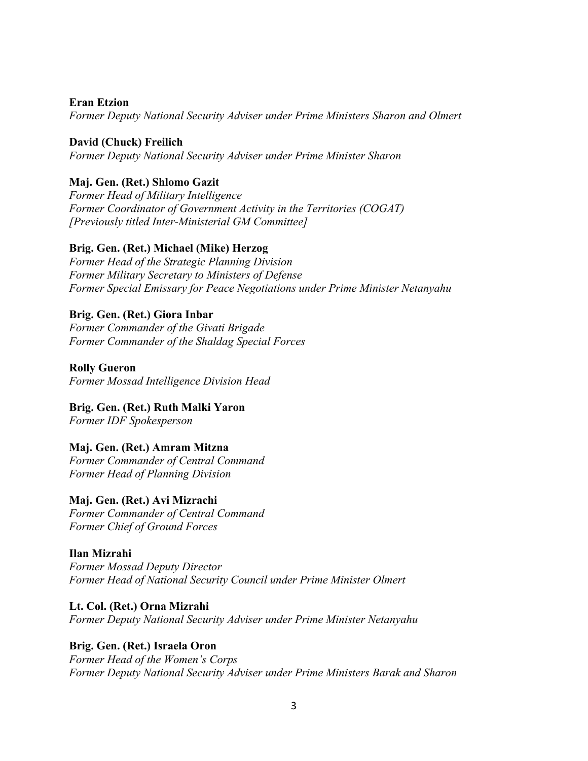**Eran Etzion**
*Former Deputy National Security Adviser under Prime Ministers Sharon and Olmert*

**David (Chuck) Freilich**
*Former Deputy National Security Adviser under Prime Minister Sharon*

**Maj. Gen. (Ret.) Shlomo Gazit**
*Former Head of Military Intelligence*
*Former Coordinator of Government Activity in the Territories (COGAT)*
*[Previously titled Inter-Ministerial GM Committee]*

**Brig. Gen. (Ret.) Michael (Mike) Herzog**
*Former Head of the Strategic Planning Division*
*Former Military Secretary to Ministers of Defense*
*Former Special Emissary for Peace Negotiations under Prime Minister Netanyahu*

**Brig. Gen. (Ret.) Giora Inbar**
*Former Commander of the Givati Brigade*
*Former Commander of the Shaldag Special Forces*

**Rolly Gueron**
*Former Mossad Intelligence Division Head*

**Brig. Gen. (Ret.) Ruth Malki Yaron**
*Former IDF Spokesperson*

**Maj. Gen. (Ret.) Amram Mitzna**
*Former Commander of Central Command*
*Former Head of Planning Division*

**Maj. Gen. (Ret.) Avi Mizrachi**
*Former Commander of Central Command*
*Former Chief of Ground Forces*

**Ilan Mizrahi**
*Former Mossad Deputy Director*
*Former Head of National Security Council under Prime Minister Olmert*

**Lt. Col. (Ret.) Orna Mizrahi**
*Former Deputy National Security Adviser under Prime Minister Netanyahu*

**Brig. Gen. (Ret.) Israela Oron**
*Former Head of the Women's Corps*
*Former Deputy National Security Adviser under Prime Ministers Barak and Sharon*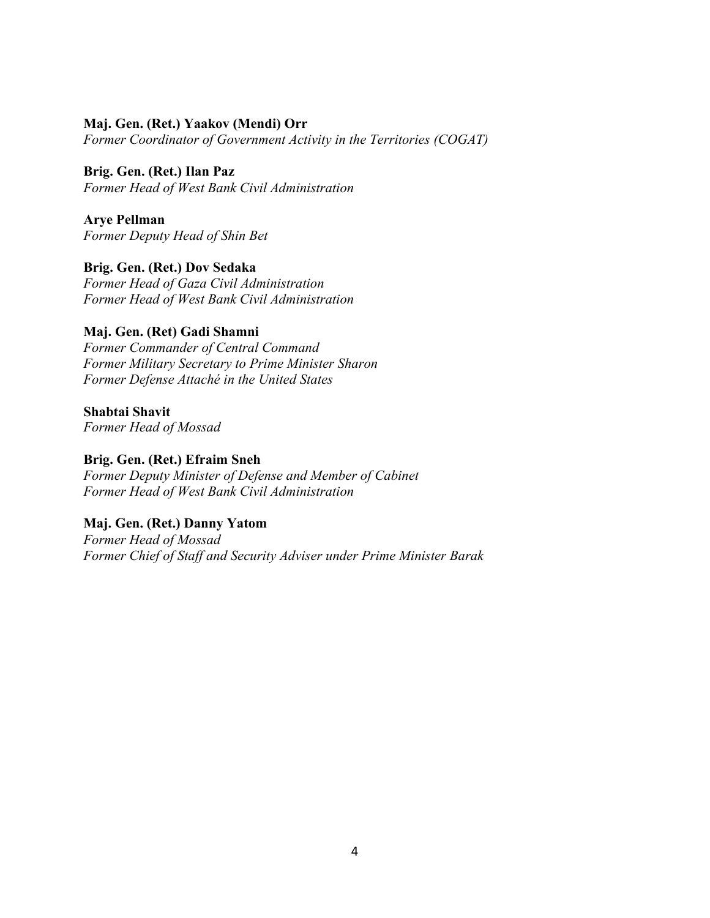**Maj. Gen. (Ret.) Yaakov (Mendi) Orr**
*Former Coordinator of Government Activity in the Territories (COGAT)*

**Brig. Gen. (Ret.) Ilan Paz**
*Former Head of West Bank Civil Administration*

**Arye Pellman**
*Former Deputy Head of Shin Bet*

**Brig. Gen. (Ret.) Dov Sedaka**
*Former Head of Gaza Civil Administration*
*Former Head of West Bank Civil Administration*

**Maj. Gen. (Ret) Gadi Shamni**
*Former Commander of Central Command*
*Former Military Secretary to Prime Minister Sharon*
*Former Defense Attaché in the United States*

**Shabtai Shavit**
*Former Head of Mossad*

**Brig. Gen. (Ret.) Efraim Sneh**
*Former Deputy Minister of Defense and Member of Cabinet*
*Former Head of West Bank Civil Administration*

**Maj. Gen. (Ret.) Danny Yatom**
*Former Head of Mossad*
*Former Chief of Staff and Security Adviser under Prime Minister Barak*